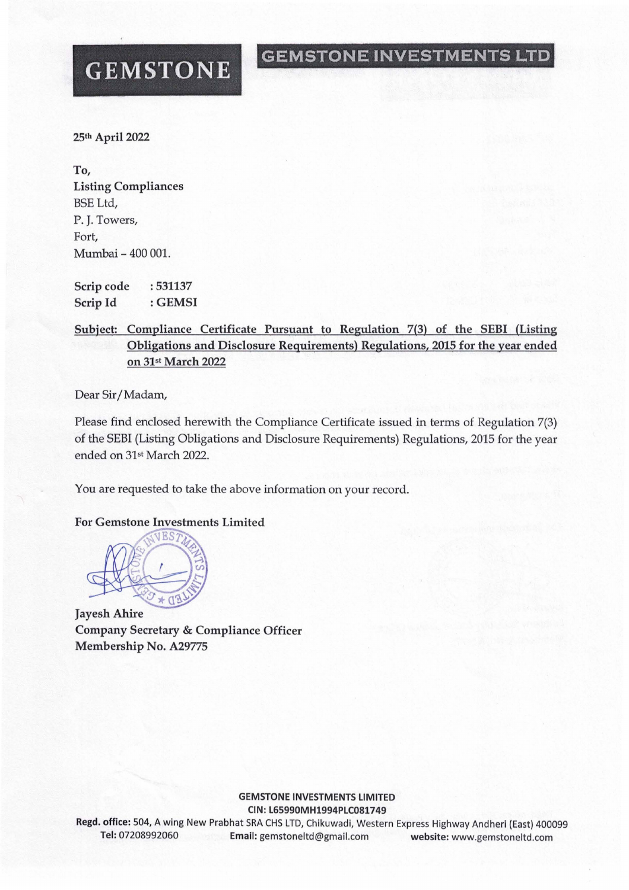# GEMSTONE

**GEMSTONE INVESTMENTS LTD**

**25th April 2022**

**To,**
**Listing Compliances**
BSE Ltd,
P. J. Towers,
Fort,
Mumbai – 400 001.

**Scrip code** : **531137**
**Scrip Id** : **GEMSI**

**Subject: Compliance Certificate Pursuant to Regulation 7(3) of the SEBI (Listing Obligations and Disclosure Requirements) Regulations, 2015 for the year ended on 31st March 2022**

Dear Sir/Madam,

Please find enclosed herewith the Compliance Certificate issued in terms of Regulation 7(3) of the SEBI (Listing Obligations and Disclosure Requirements) Regulations, 2015 for the year ended on 31st March 2022.

You are requested to take the above information on your record.

**For Gemstone Investments Limited**

**Jayesh Ahire**
**Company Secretary & Compliance Officer**
**Membership No. A29775**

**GEMSTONE INVESTMENTS LIMITED**
**CIN: L65990MH1994PLC081749**
**Regd. office:** 504, A wing New Prabhat SRA CHS LTD, Chikuwadi, Western Express Highway Andheri (East) 400099
**Tel:** 07208992060 **Email:** gemstoneltd@gmail.com **website:** www.gemstoneltd.com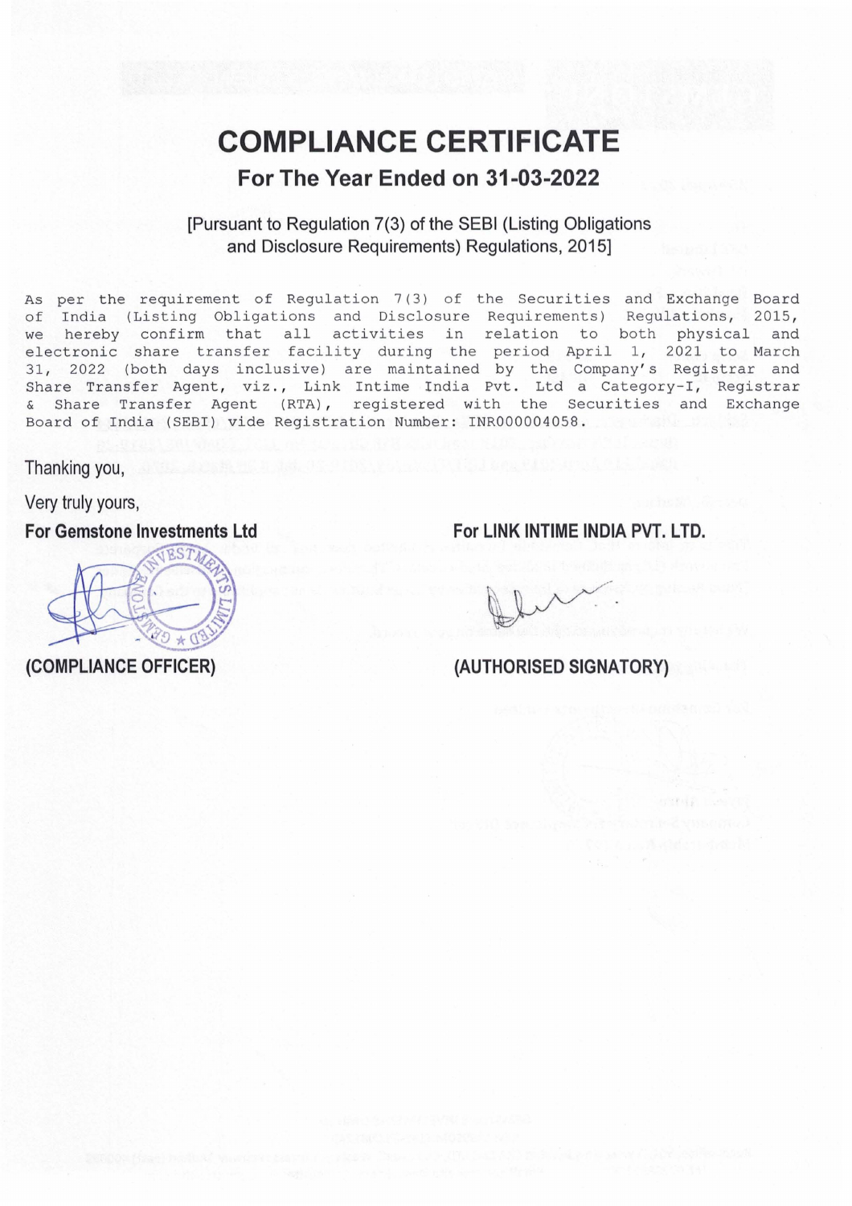# COMPLIANCE CERTIFICATE

## For The Year Ended on 31-03-2022

[Pursuant to Regulation 7(3) of the SEBI (Listing Obligations and Disclosure Requirements) Regulations, 2015]

As per the requirement of Regulation 7(3) of the Securities and Exchange Board of India (Listing Obligations and Disclosure Requirements) Regulations, 2015, we hereby confirm that all activities in relation to both physical and electronic share transfer facility during the period April 1, 2021 to March 31, 2022 (both days inclusive) are maintained by the Company's Registrar and Share Transfer Agent, viz., Link Intime India Pvt. Ltd a Category-I, Registrar & Share Transfer Agent (RTA), registered with the Securities and Exchange Board of India (SEBI) vide Registration Number: INR000004058.

Thanking you,

Very truly yours,

**For Gemstone Investments Ltd**

**(COMPLIANCE OFFICER)**

**For LINK INTIME INDIA PVT. LTD.**

**(AUTHORISED SIGNATORY)**